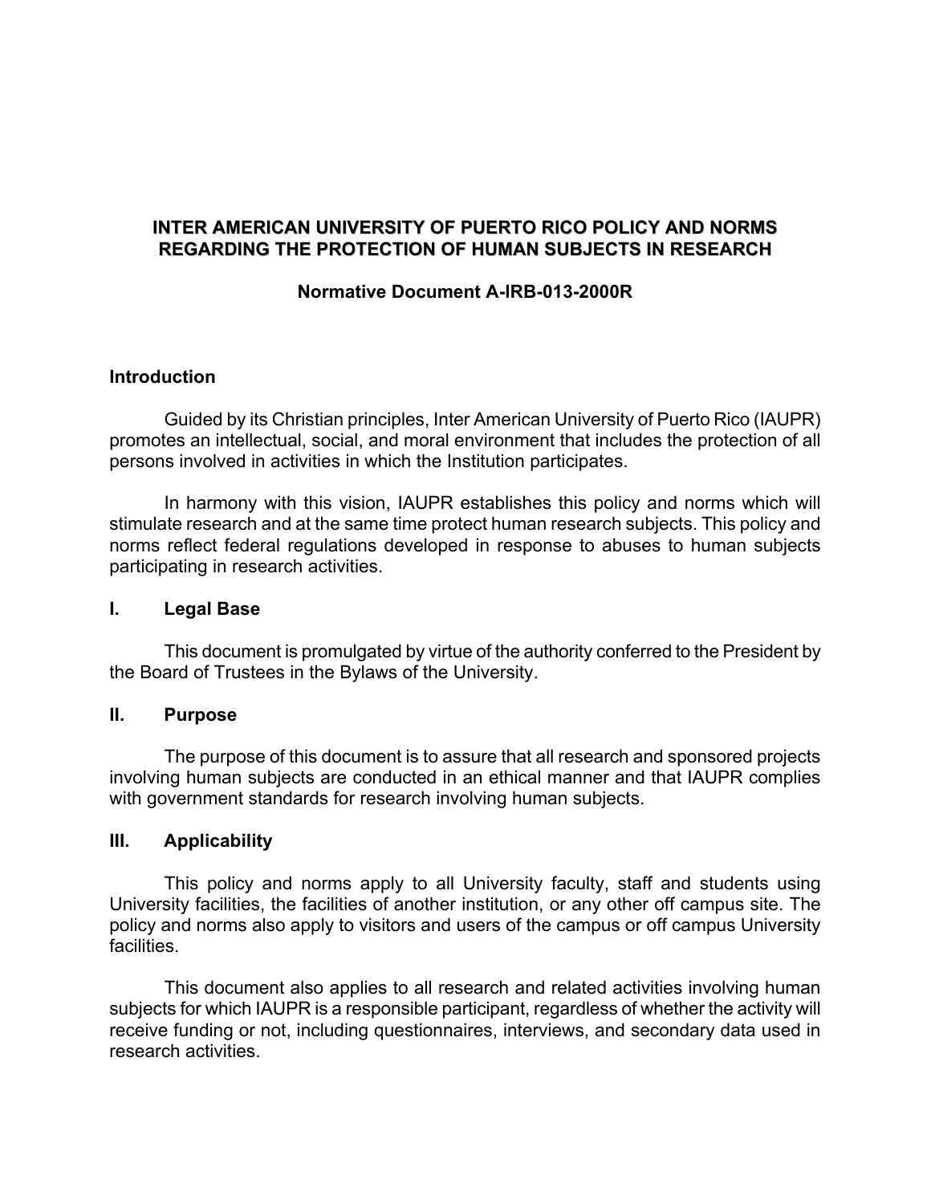# INTER AMERICAN UNIVERSITY OF PUERTO RICO POLICY AND NORMS REGARDING THE PROTECTION OF HUMAN SUBJECTS IN RESEARCH

**Normative Document A-IRB-013-2000R**

## Introduction

Guided by its Christian principles, Inter American University of Puerto Rico (IAUPR) promotes an intellectual, social, and moral environment that includes the protection of all persons involved in activities in which the Institution participates.

In harmony with this vision, IAUPR establishes this policy and norms which will stimulate research and at the same time protect human research subjects. This policy and norms reflect federal regulations developed in response to abuses to human subjects participating in research activities.

## I. Legal Base

This document is promulgated by virtue of the authority conferred to the President by the Board of Trustees in the Bylaws of the University.

## II. Purpose

The purpose of this document is to assure that all research and sponsored projects involving human subjects are conducted in an ethical manner and that IAUPR complies with government standards for research involving human subjects.

## III. Applicability

This policy and norms apply to all University faculty, staff and students using University facilities, the facilities of another institution, or any other off campus site. The policy and norms also apply to visitors and users of the campus or off campus University facilities.

This document also applies to all research and related activities involving human subjects for which IAUPR is a responsible participant, regardless of whether the activity will receive funding or not, including questionnaires, interviews, and secondary data used in research activities.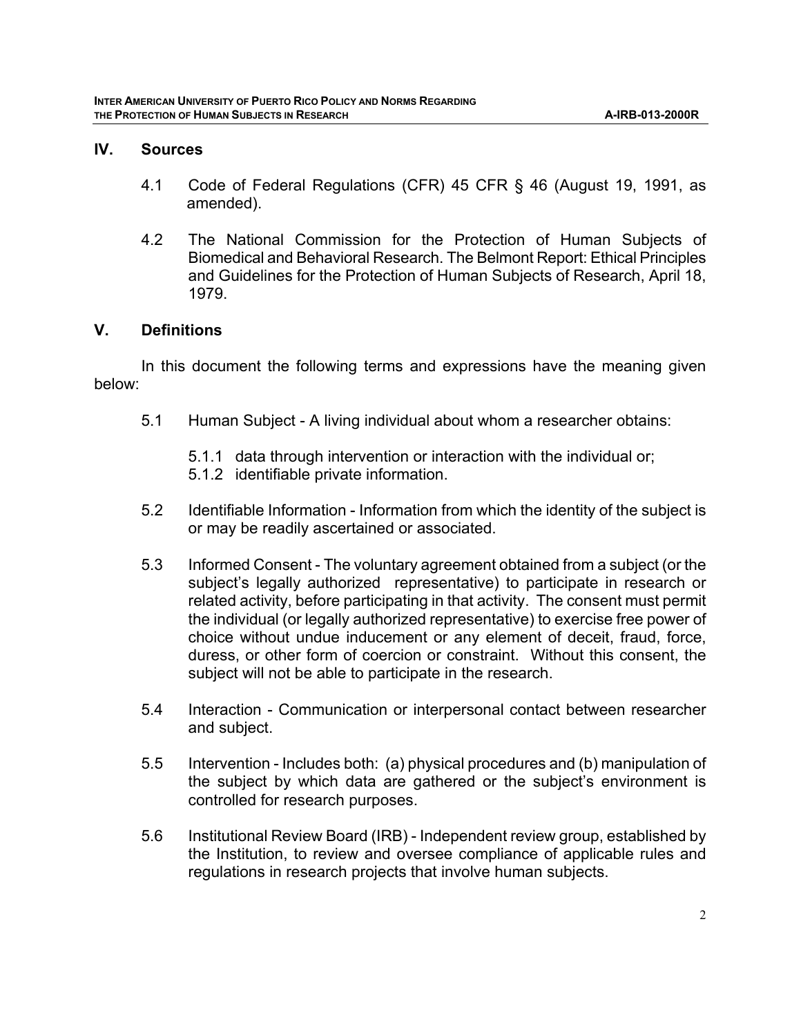## IV. Sources

4.1 Code of Federal Regulations (CFR) 45 CFR § 46 (August 19, 1991, as amended).

4.2 The National Commission for the Protection of Human Subjects of Biomedical and Behavioral Research. The Belmont Report: Ethical Principles and Guidelines for the Protection of Human Subjects of Research, April 18, 1979.

## V. Definitions

In this document the following terms and expressions have the meaning given below:

5.1 Human Subject - A living individual about whom a researcher obtains:

5.1.1 data through intervention or interaction with the individual or;
5.1.2 identifiable private information.

5.2 Identifiable Information - Information from which the identity of the subject is or may be readily ascertained or associated.

5.3 Informed Consent - The voluntary agreement obtained from a subject (or the subject's legally authorized representative) to participate in research or related activity, before participating in that activity. The consent must permit the individual (or legally authorized representative) to exercise free power of choice without undue inducement or any element of deceit, fraud, force, duress, or other form of coercion or constraint. Without this consent, the subject will not be able to participate in the research.

5.4 Interaction - Communication or interpersonal contact between researcher and subject.

5.5 Intervention - Includes both: (a) physical procedures and (b) manipulation of the subject by which data are gathered or the subject's environment is controlled for research purposes.

5.6 Institutional Review Board (IRB) - Independent review group, established by the Institution, to review and oversee compliance of applicable rules and regulations in research projects that involve human subjects.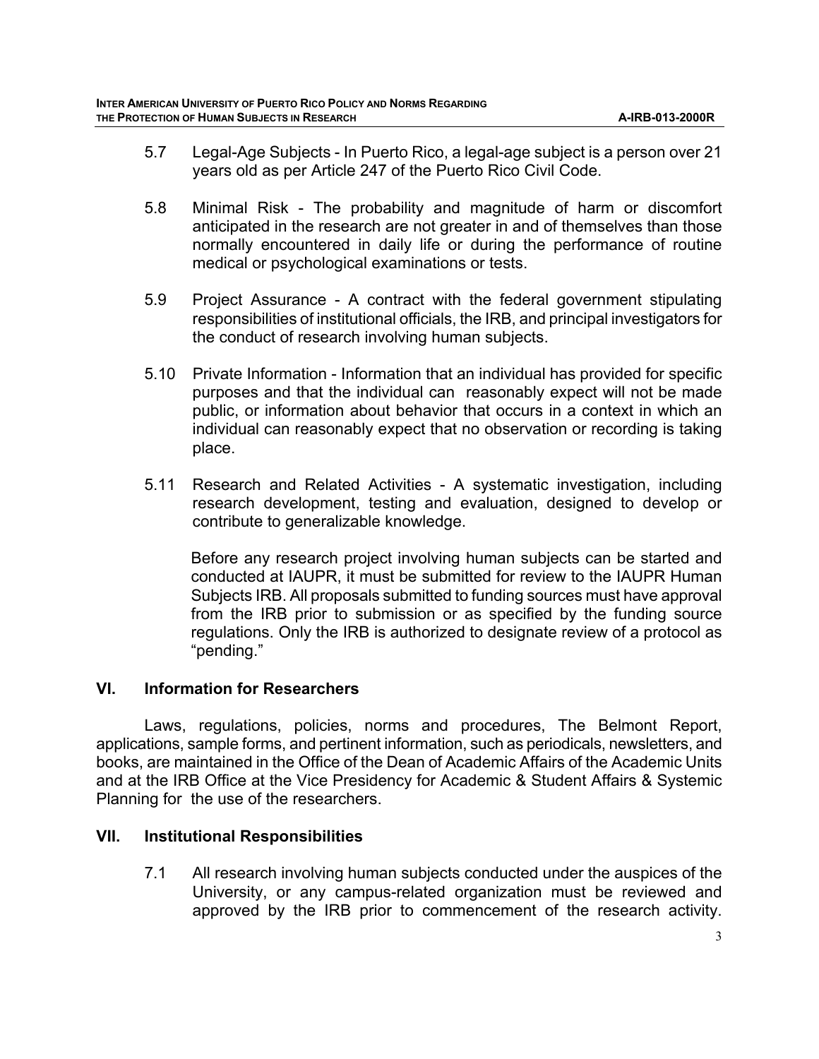5.7 Legal-Age Subjects - In Puerto Rico, a legal-age subject is a person over 21 years old as per Article 247 of the Puerto Rico Civil Code.

5.8 Minimal Risk - The probability and magnitude of harm or discomfort anticipated in the research are not greater in and of themselves than those normally encountered in daily life or during the performance of routine medical or psychological examinations or tests.

5.9 Project Assurance - A contract with the federal government stipulating responsibilities of institutional officials, the IRB, and principal investigators for the conduct of research involving human subjects.

5.10 Private Information - Information that an individual has provided for specific purposes and that the individual can reasonably expect will not be made public, or information about behavior that occurs in a context in which an individual can reasonably expect that no observation or recording is taking place.

5.11 Research and Related Activities - A systematic investigation, including research development, testing and evaluation, designed to develop or contribute to generalizable knowledge.

Before any research project involving human subjects can be started and conducted at IAUPR, it must be submitted for review to the IAUPR Human Subjects IRB. All proposals submitted to funding sources must have approval from the IRB prior to submission or as specified by the funding source regulations. Only the IRB is authorized to designate review of a protocol as "pending."

## VI. Information for Researchers

Laws, regulations, policies, norms and procedures, The Belmont Report, applications, sample forms, and pertinent information, such as periodicals, newsletters, and books, are maintained in the Office of the Dean of Academic Affairs of the Academic Units and at the IRB Office at the Vice Presidency for Academic & Student Affairs & Systemic Planning for the use of the researchers.

## VII. Institutional Responsibilities

7.1 All research involving human subjects conducted under the auspices of the University, or any campus-related organization must be reviewed and approved by the IRB prior to commencement of the research activity.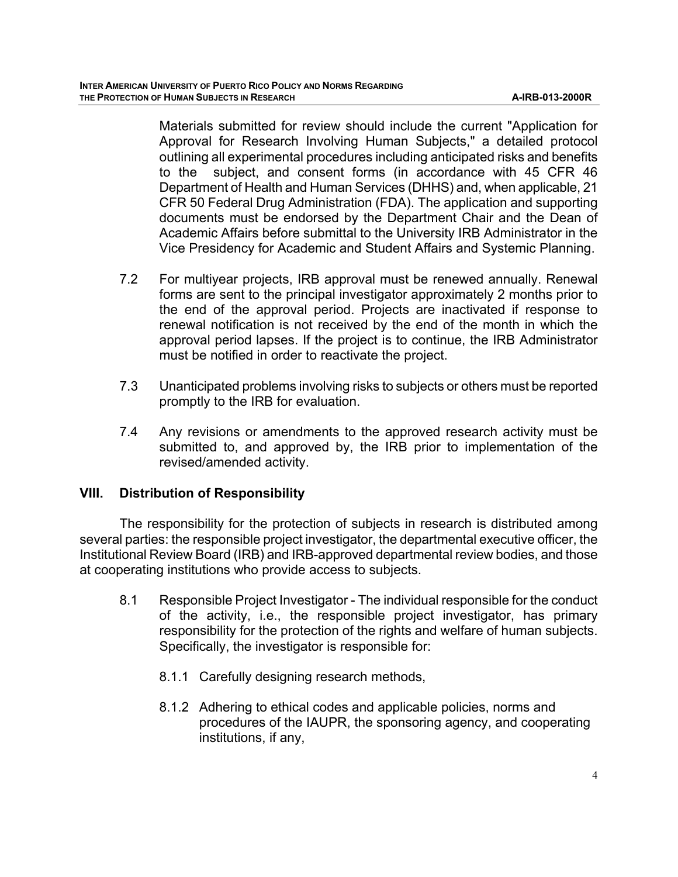Materials submitted for review should include the current "Application for Approval for Research Involving Human Subjects," a detailed protocol outlining all experimental procedures including anticipated risks and benefits to the subject, and consent forms (in accordance with 45 CFR 46 Department of Health and Human Services (DHHS) and, when applicable, 21 CFR 50 Federal Drug Administration (FDA). The application and supporting documents must be endorsed by the Department Chair and the Dean of Academic Affairs before submittal to the University IRB Administrator in the Vice Presidency for Academic and Student Affairs and Systemic Planning.

7.2 For multiyear projects, IRB approval must be renewed annually. Renewal forms are sent to the principal investigator approximately 2 months prior to the end of the approval period. Projects are inactivated if response to renewal notification is not received by the end of the month in which the approval period lapses. If the project is to continue, the IRB Administrator must be notified in order to reactivate the project.

7.3 Unanticipated problems involving risks to subjects or others must be reported promptly to the IRB for evaluation.

7.4 Any revisions or amendments to the approved research activity must be submitted to, and approved by, the IRB prior to implementation of the revised/amended activity.

## VIII. Distribution of Responsibility

The responsibility for the protection of subjects in research is distributed among several parties: the responsible project investigator, the departmental executive officer, the Institutional Review Board (IRB) and IRB-approved departmental review bodies, and those at cooperating institutions who provide access to subjects.

8.1 Responsible Project Investigator - The individual responsible for the conduct of the activity, i.e., the responsible project investigator, has primary responsibility for the protection of the rights and welfare of human subjects. Specifically, the investigator is responsible for:

8.1.1 Carefully designing research methods,

8.1.2 Adhering to ethical codes and applicable policies, norms and procedures of the IAUPR, the sponsoring agency, and cooperating institutions, if any,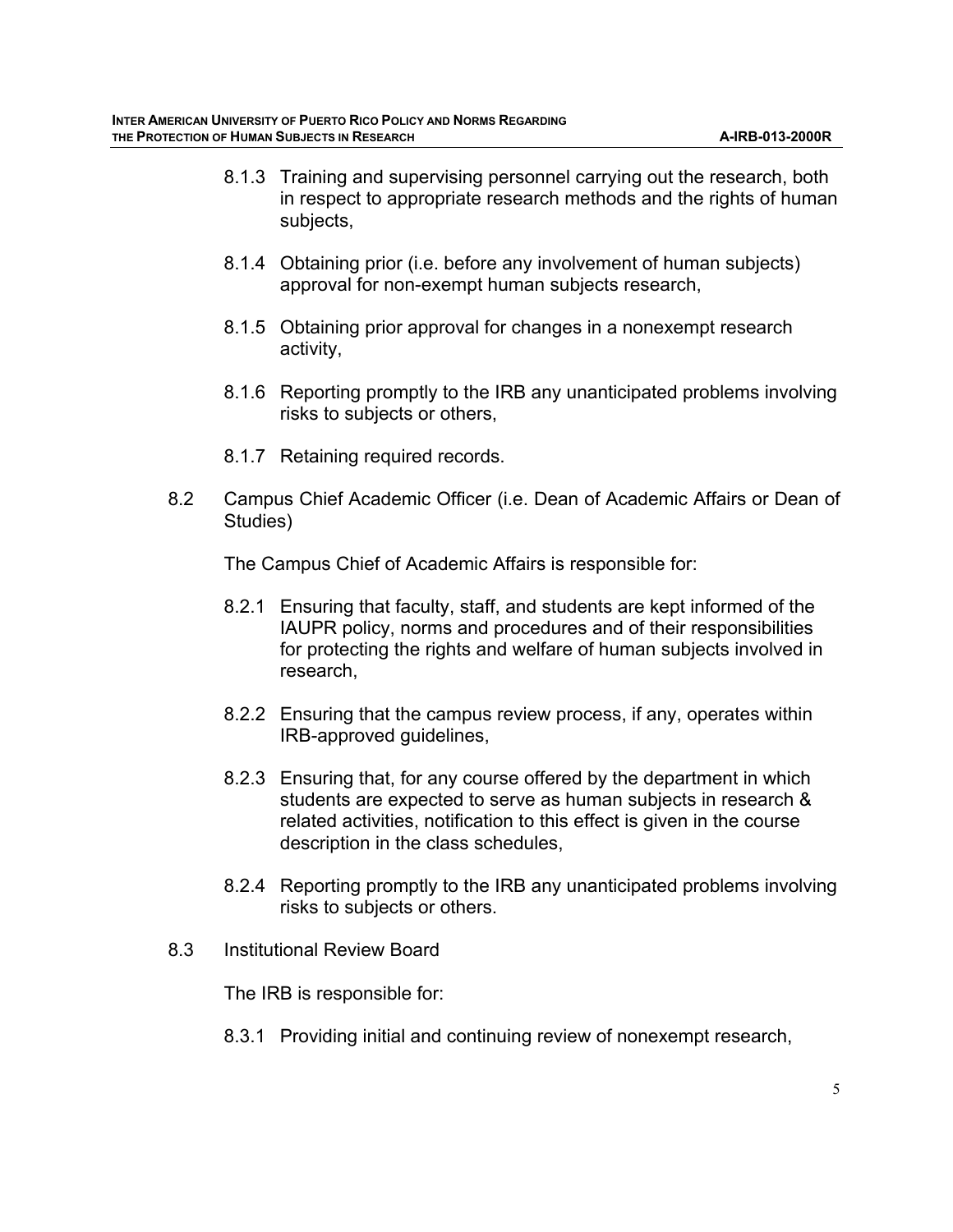8.1.3 Training and supervising personnel carrying out the research, both in respect to appropriate research methods and the rights of human subjects,

8.1.4 Obtaining prior (i.e. before any involvement of human subjects) approval for non-exempt human subjects research,

8.1.5 Obtaining prior approval for changes in a nonexempt research activity,

8.1.6 Reporting promptly to the IRB any unanticipated problems involving risks to subjects or others,

8.1.7 Retaining required records.

8.2 Campus Chief Academic Officer (i.e. Dean of Academic Affairs or Dean of Studies)

The Campus Chief of Academic Affairs is responsible for:

8.2.1 Ensuring that faculty, staff, and students are kept informed of the IAUPR policy, norms and procedures and of their responsibilities for protecting the rights and welfare of human subjects involved in research,

8.2.2 Ensuring that the campus review process, if any, operates within IRB-approved guidelines,

8.2.3 Ensuring that, for any course offered by the department in which students are expected to serve as human subjects in research & related activities, notification to this effect is given in the course description in the class schedules,

8.2.4 Reporting promptly to the IRB any unanticipated problems involving risks to subjects or others.

8.3 Institutional Review Board

The IRB is responsible for:

8.3.1 Providing initial and continuing review of nonexempt research,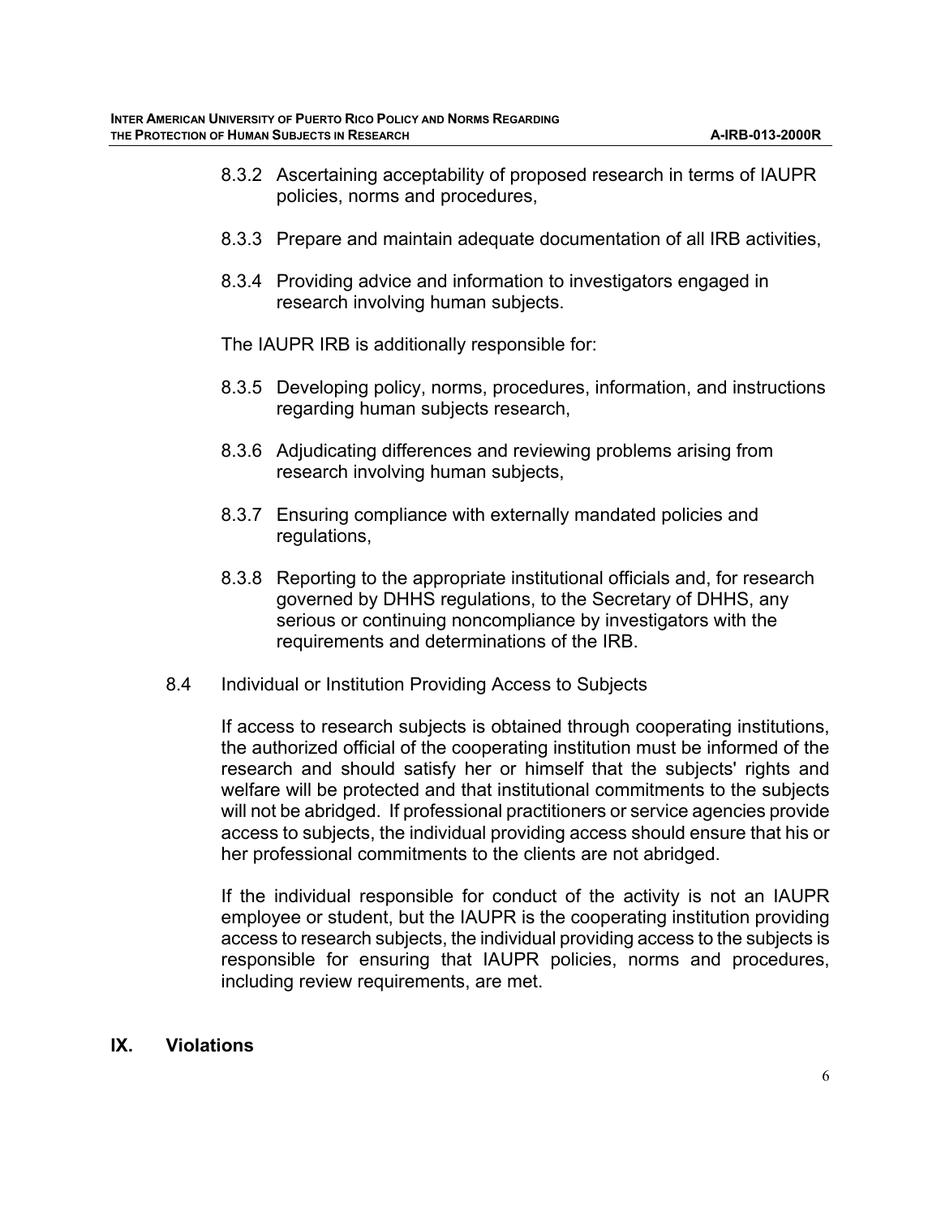8.3.2 Ascertaining acceptability of proposed research in terms of IAUPR policies, norms and procedures,

8.3.3 Prepare and maintain adequate documentation of all IRB activities,

8.3.4 Providing advice and information to investigators engaged in research involving human subjects.

The IAUPR IRB is additionally responsible for:

8.3.5 Developing policy, norms, procedures, information, and instructions regarding human subjects research,

8.3.6 Adjudicating differences and reviewing problems arising from research involving human subjects,

8.3.7 Ensuring compliance with externally mandated policies and regulations,

8.3.8 Reporting to the appropriate institutional officials and, for research governed by DHHS regulations, to the Secretary of DHHS, any serious or continuing noncompliance by investigators with the requirements and determinations of the IRB.

8.4 Individual or Institution Providing Access to Subjects

If access to research subjects is obtained through cooperating institutions, the authorized official of the cooperating institution must be informed of the research and should satisfy her or himself that the subjects' rights and welfare will be protected and that institutional commitments to the subjects will not be abridged. If professional practitioners or service agencies provide access to subjects, the individual providing access should ensure that his or her professional commitments to the clients are not abridged.

If the individual responsible for conduct of the activity is not an IAUPR employee or student, but the IAUPR is the cooperating institution providing access to research subjects, the individual providing access to the subjects is responsible for ensuring that IAUPR policies, norms and procedures, including review requirements, are met.

## IX. Violations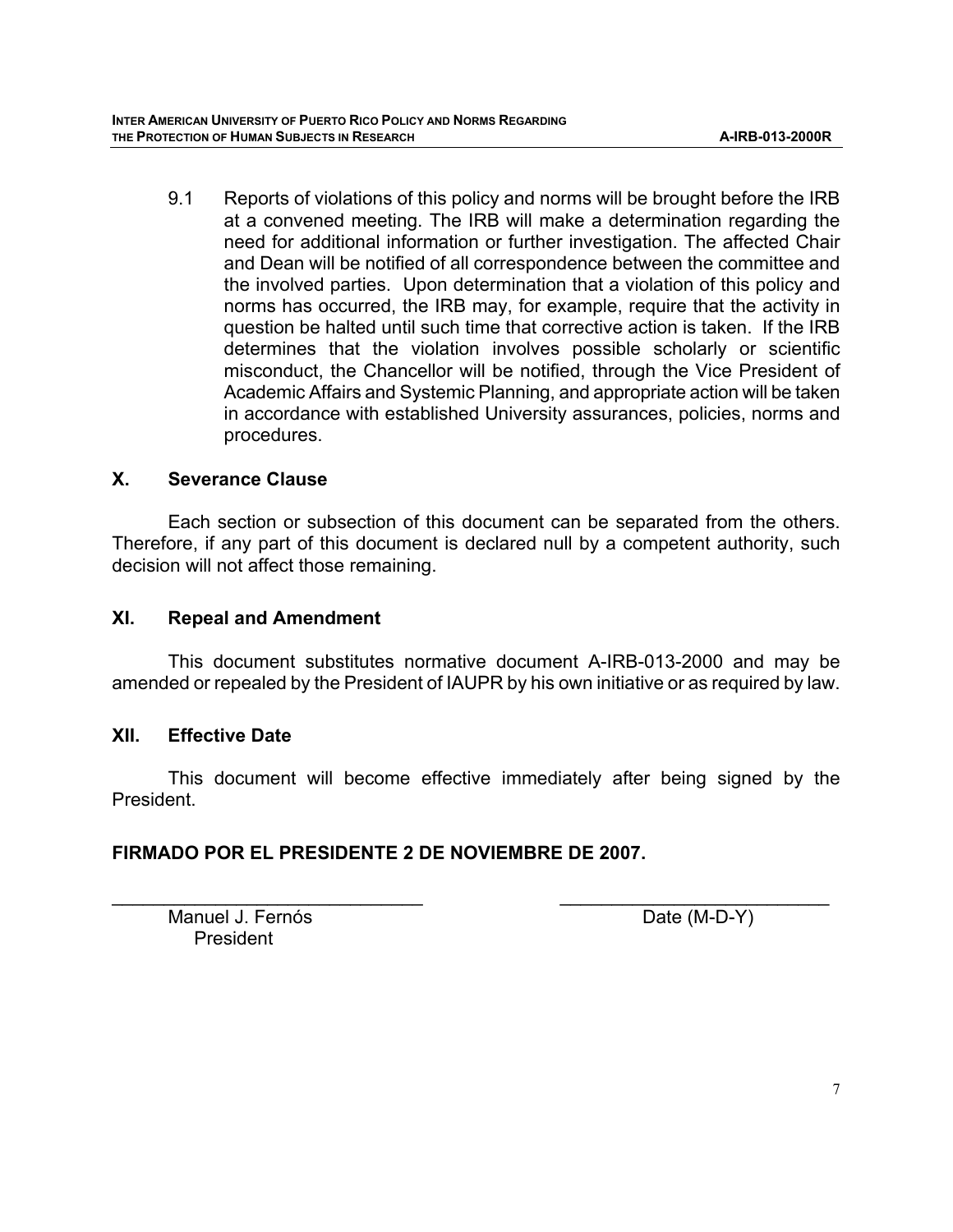9.1 Reports of violations of this policy and norms will be brought before the IRB at a convened meeting. The IRB will make a determination regarding the need for additional information or further investigation. The affected Chair and Dean will be notified of all correspondence between the committee and the involved parties. Upon determination that a violation of this policy and norms has occurred, the IRB may, for example, require that the activity in question be halted until such time that corrective action is taken. If the IRB determines that the violation involves possible scholarly or scientific misconduct, the Chancellor will be notified, through the Vice President of Academic Affairs and Systemic Planning, and appropriate action will be taken in accordance with established University assurances, policies, norms and procedures.

## X. Severance Clause

Each section or subsection of this document can be separated from the others. Therefore, if any part of this document is declared null by a competent authority, such decision will not affect those remaining.

## XI. Repeal and Amendment

This document substitutes normative document A-IRB-013-2000 and may be amended or repealed by the President of IAUPR by his own initiative or as required by law.

## XII. Effective Date

This document will become effective immediately after being signed by the President.

**FIRMADO POR EL PRESIDENTE 2 DE NOVIEMBRE DE 2007.**

______________________________ ______________________________

Manuel J. Fernós Date (M-D-Y)
President